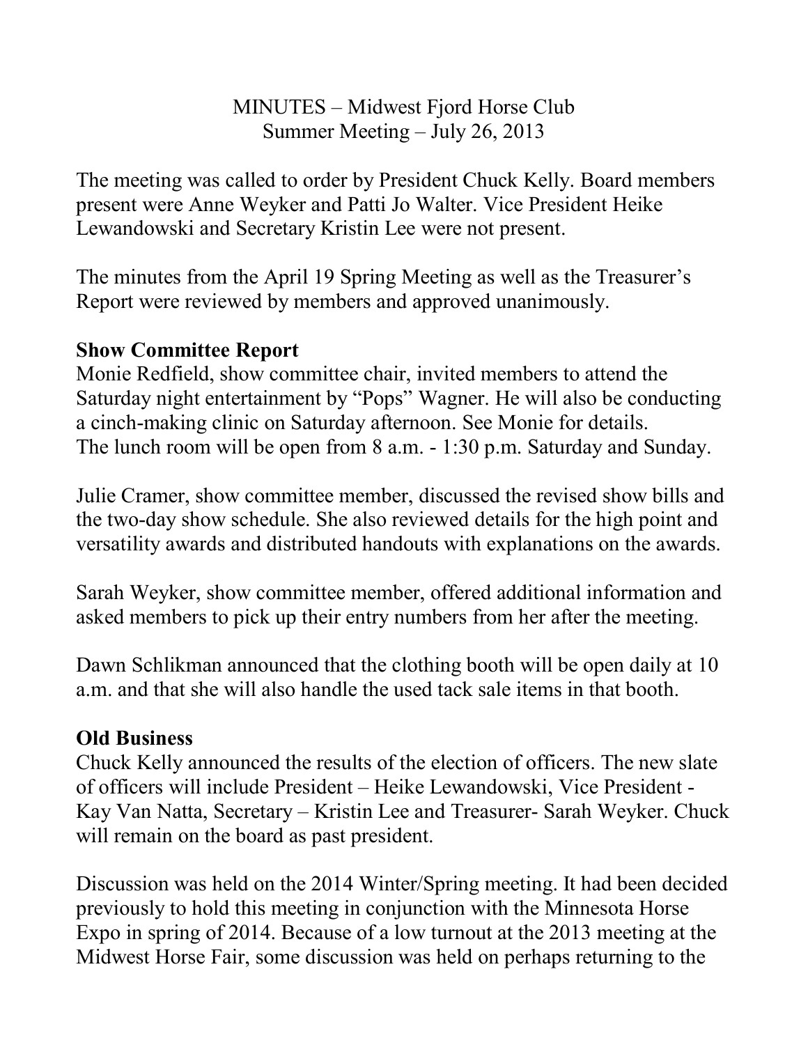MINUTES – Midwest Fjord Horse Club
Summer Meeting – July 26, 2013

The meeting was called to order by President Chuck Kelly. Board members present were Anne Weyker and Patti Jo Walter. Vice President Heike Lewandowski and Secretary Kristin Lee were not present.

The minutes from the April 19 Spring Meeting as well as the Treasurer's Report were reviewed by members and approved unanimously.

**Show Committee Report**

Monie Redfield, show committee chair, invited members to attend the Saturday night entertainment by "Pops" Wagner. He will also be conducting a cinch-making clinic on Saturday afternoon. See Monie for details. The lunch room will be open from 8 a.m. - 1:30 p.m. Saturday and Sunday.

Julie Cramer, show committee member, discussed the revised show bills and the two-day show schedule. She also reviewed details for the high point and versatility awards and distributed handouts with explanations on the awards.

Sarah Weyker, show committee member, offered additional information and asked members to pick up their entry numbers from her after the meeting.

Dawn Schlikman announced that the clothing booth will be open daily at 10 a.m. and that she will also handle the used tack sale items in that booth.

**Old Business**

Chuck Kelly announced the results of the election of officers. The new slate of officers will include President – Heike Lewandowski, Vice President - Kay Van Natta, Secretary – Kristin Lee and Treasurer- Sarah Weyker. Chuck will remain on the board as past president.

Discussion was held on the 2014 Winter/Spring meeting. It had been decided previously to hold this meeting in conjunction with the Minnesota Horse Expo in spring of 2014. Because of a low turnout at the 2013 meeting at the Midwest Horse Fair, some discussion was held on perhaps returning to the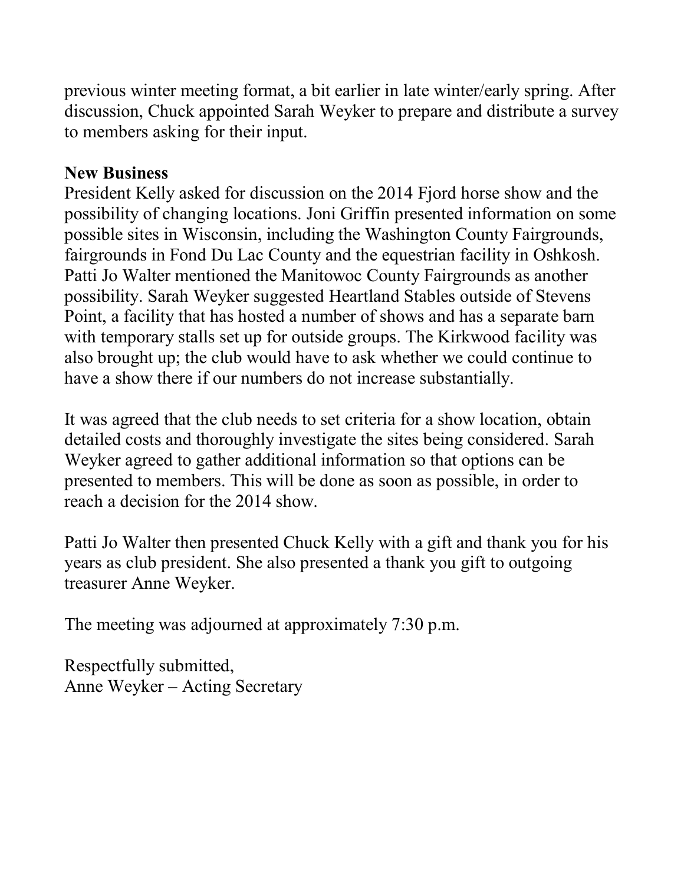previous winter meeting format, a bit earlier in late winter/early spring. After discussion, Chuck appointed Sarah Weyker to prepare and distribute a survey to members asking for their input.

**New Business**

President Kelly asked for discussion on the 2014 Fjord horse show and the possibility of changing locations. Joni Griffin presented information on some possible sites in Wisconsin, including the Washington County Fairgrounds, fairgrounds in Fond Du Lac County and the equestrian facility in Oshkosh. Patti Jo Walter mentioned the Manitowoc County Fairgrounds as another possibility. Sarah Weyker suggested Heartland Stables outside of Stevens Point, a facility that has hosted a number of shows and has a separate barn with temporary stalls set up for outside groups. The Kirkwood facility was also brought up; the club would have to ask whether we could continue to have a show there if our numbers do not increase substantially.

It was agreed that the club needs to set criteria for a show location, obtain detailed costs and thoroughly investigate the sites being considered. Sarah Weyker agreed to gather additional information so that options can be presented to members. This will be done as soon as possible, in order to reach a decision for the 2014 show.

Patti Jo Walter then presented Chuck Kelly with a gift and thank you for his years as club president. She also presented a thank you gift to outgoing treasurer Anne Weyker.

The meeting was adjourned at approximately 7:30 p.m.

Respectfully submitted,
Anne Weyker – Acting Secretary